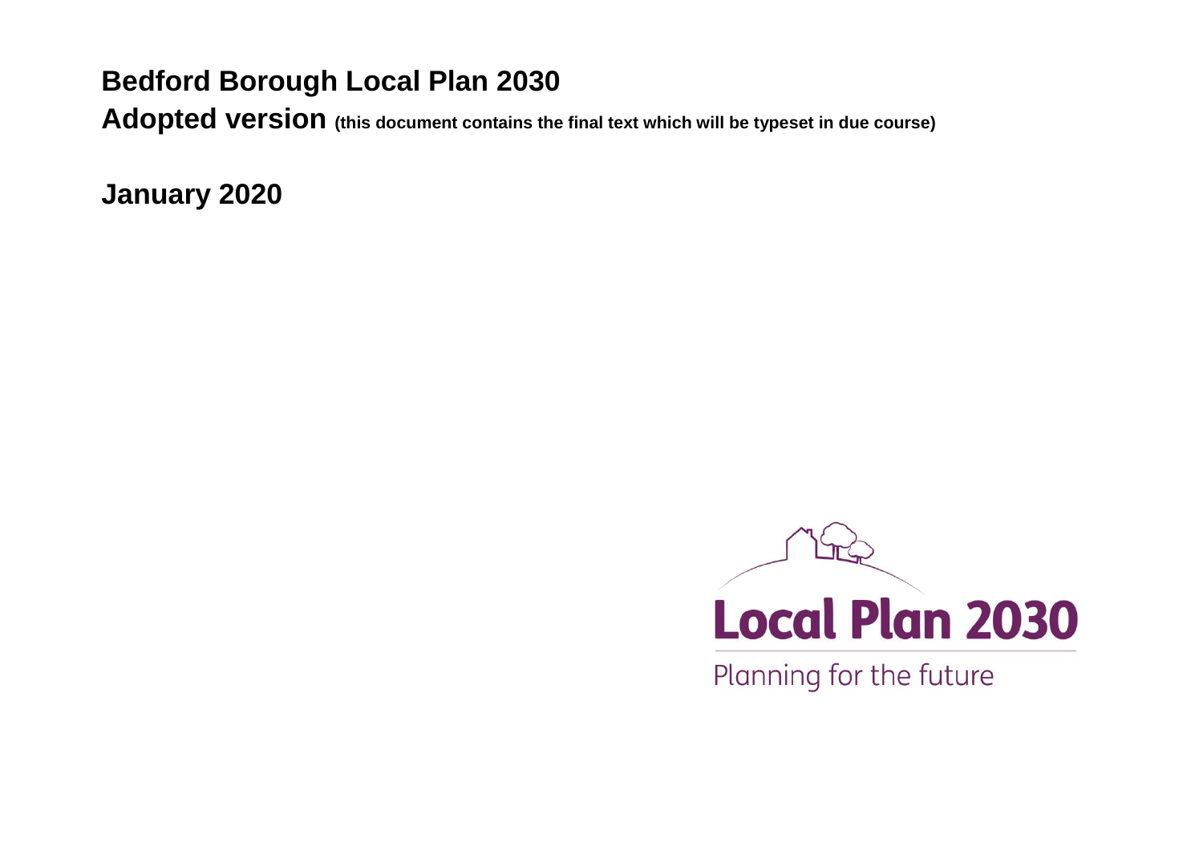# Bedford Borough Local Plan 2030

**Adopted version (this document contains the final text which will be typeset in due course)**

**January 2020**

**Local Plan 2030**

Planning for the future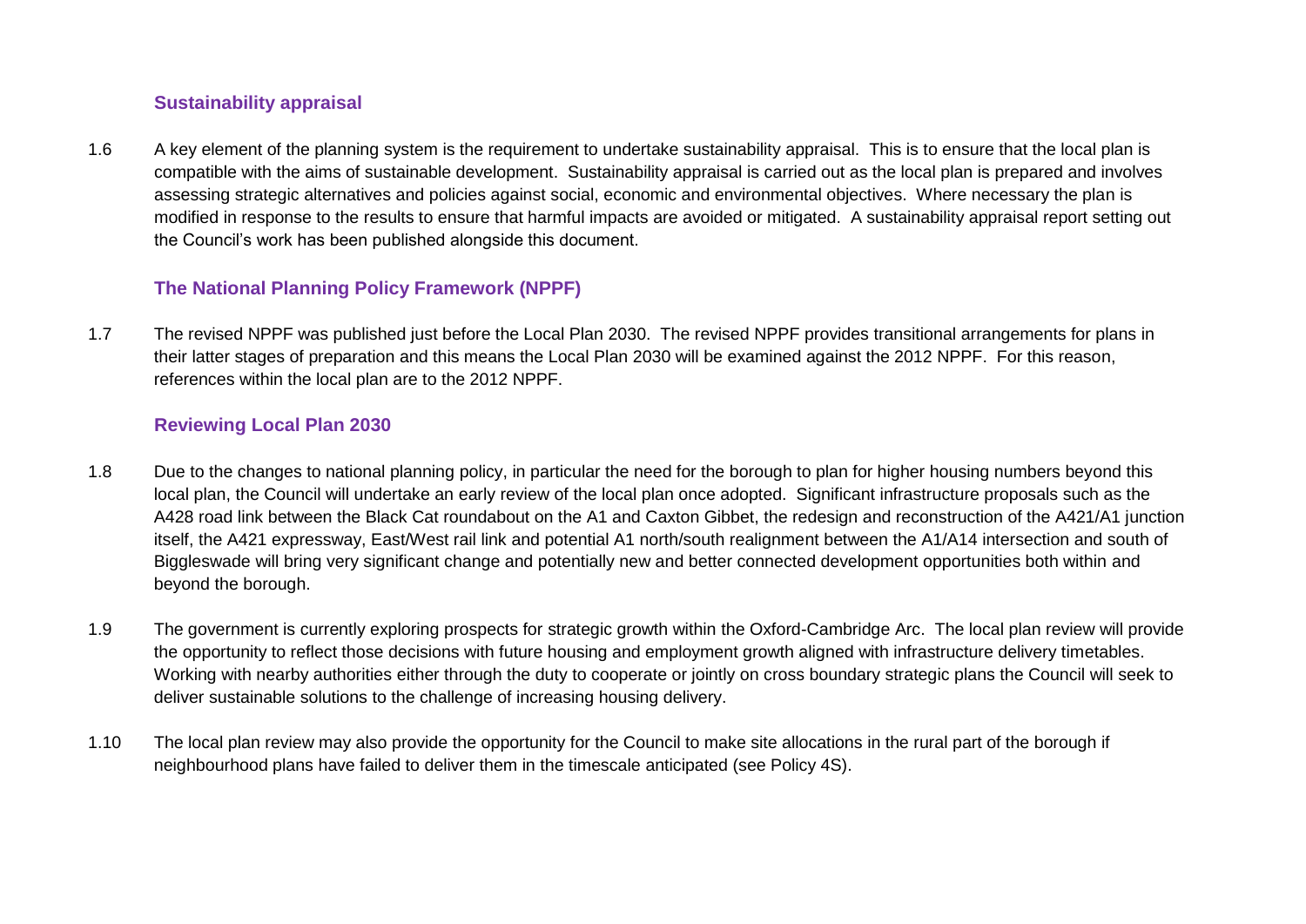### Sustainability appraisal

1.6 A key element of the planning system is the requirement to undertake sustainability appraisal. This is to ensure that the local plan is compatible with the aims of sustainable development. Sustainability appraisal is carried out as the local plan is prepared and involves assessing strategic alternatives and policies against social, economic and environmental objectives. Where necessary the plan is modified in response to the results to ensure that harmful impacts are avoided or mitigated. A sustainability appraisal report setting out the Council's work has been published alongside this document.

### The National Planning Policy Framework (NPPF)

1.7 The revised NPPF was published just before the Local Plan 2030. The revised NPPF provides transitional arrangements for plans in their latter stages of preparation and this means the Local Plan 2030 will be examined against the 2012 NPPF. For this reason, references within the local plan are to the 2012 NPPF.

### Reviewing Local Plan 2030

1.8 Due to the changes to national planning policy, in particular the need for the borough to plan for higher housing numbers beyond this local plan, the Council will undertake an early review of the local plan once adopted. Significant infrastructure proposals such as the A428 road link between the Black Cat roundabout on the A1 and Caxton Gibbet, the redesign and reconstruction of the A421/A1 junction itself, the A421 expressway, East/West rail link and potential A1 north/south realignment between the A1/A14 intersection and south of Biggleswade will bring very significant change and potentially new and better connected development opportunities both within and beyond the borough.

1.9 The government is currently exploring prospects for strategic growth within the Oxford-Cambridge Arc. The local plan review will provide the opportunity to reflect those decisions with future housing and employment growth aligned with infrastructure delivery timetables. Working with nearby authorities either through the duty to cooperate or jointly on cross boundary strategic plans the Council will seek to deliver sustainable solutions to the challenge of increasing housing delivery.

1.10 The local plan review may also provide the opportunity for the Council to make site allocations in the rural part of the borough if neighbourhood plans have failed to deliver them in the timescale anticipated (see Policy 4S).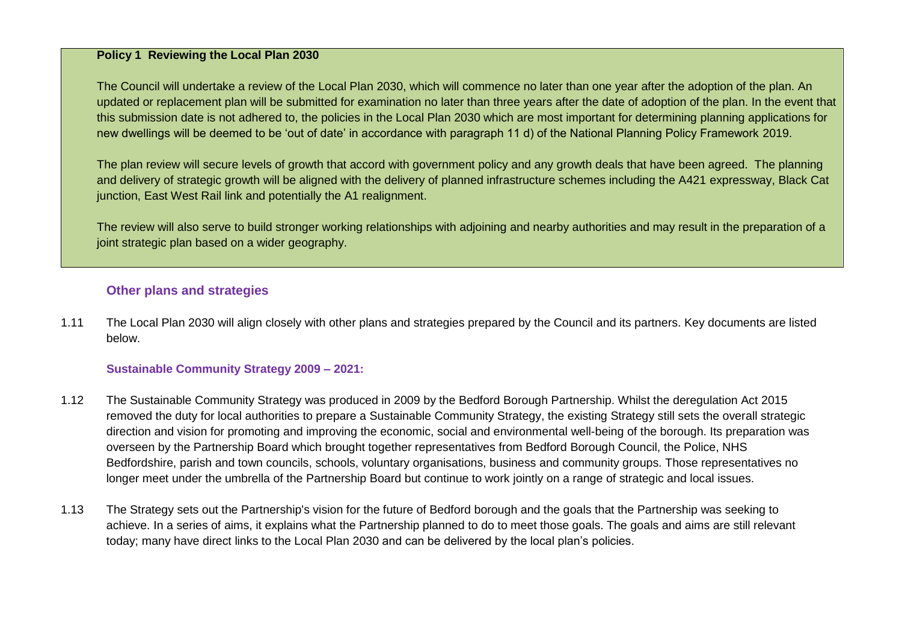**Policy 1 Reviewing the Local Plan 2030**

The Council will undertake a review of the Local Plan 2030, which will commence no later than one year after the adoption of the plan. An updated or replacement plan will be submitted for examination no later than three years after the date of adoption of the plan. In the event that this submission date is not adhered to, the policies in the Local Plan 2030 which are most important for determining planning applications for new dwellings will be deemed to be 'out of date' in accordance with paragraph 11 d) of the National Planning Policy Framework 2019.

The plan review will secure levels of growth that accord with government policy and any growth deals that have been agreed. The planning and delivery of strategic growth will be aligned with the delivery of planned infrastructure schemes including the A421 expressway, Black Cat junction, East West Rail link and potentially the A1 realignment.

The review will also serve to build stronger working relationships with adjoining and nearby authorities and may result in the preparation of a joint strategic plan based on a wider geography.

### Other plans and strategies

1.11 The Local Plan 2030 will align closely with other plans and strategies prepared by the Council and its partners. Key documents are listed below.

#### Sustainable Community Strategy 2009 – 2021:

1.12 The Sustainable Community Strategy was produced in 2009 by the Bedford Borough Partnership. Whilst the deregulation Act 2015 removed the duty for local authorities to prepare a Sustainable Community Strategy, the existing Strategy still sets the overall strategic direction and vision for promoting and improving the economic, social and environmental well-being of the borough. Its preparation was overseen by the Partnership Board which brought together representatives from Bedford Borough Council, the Police, NHS Bedfordshire, parish and town councils, schools, voluntary organisations, business and community groups. Those representatives no longer meet under the umbrella of the Partnership Board but continue to work jointly on a range of strategic and local issues.

1.13 The Strategy sets out the Partnership's vision for the future of Bedford borough and the goals that the Partnership was seeking to achieve. In a series of aims, it explains what the Partnership planned to do to meet those goals. The goals and aims are still relevant today; many have direct links to the Local Plan 2030 and can be delivered by the local plan's policies.